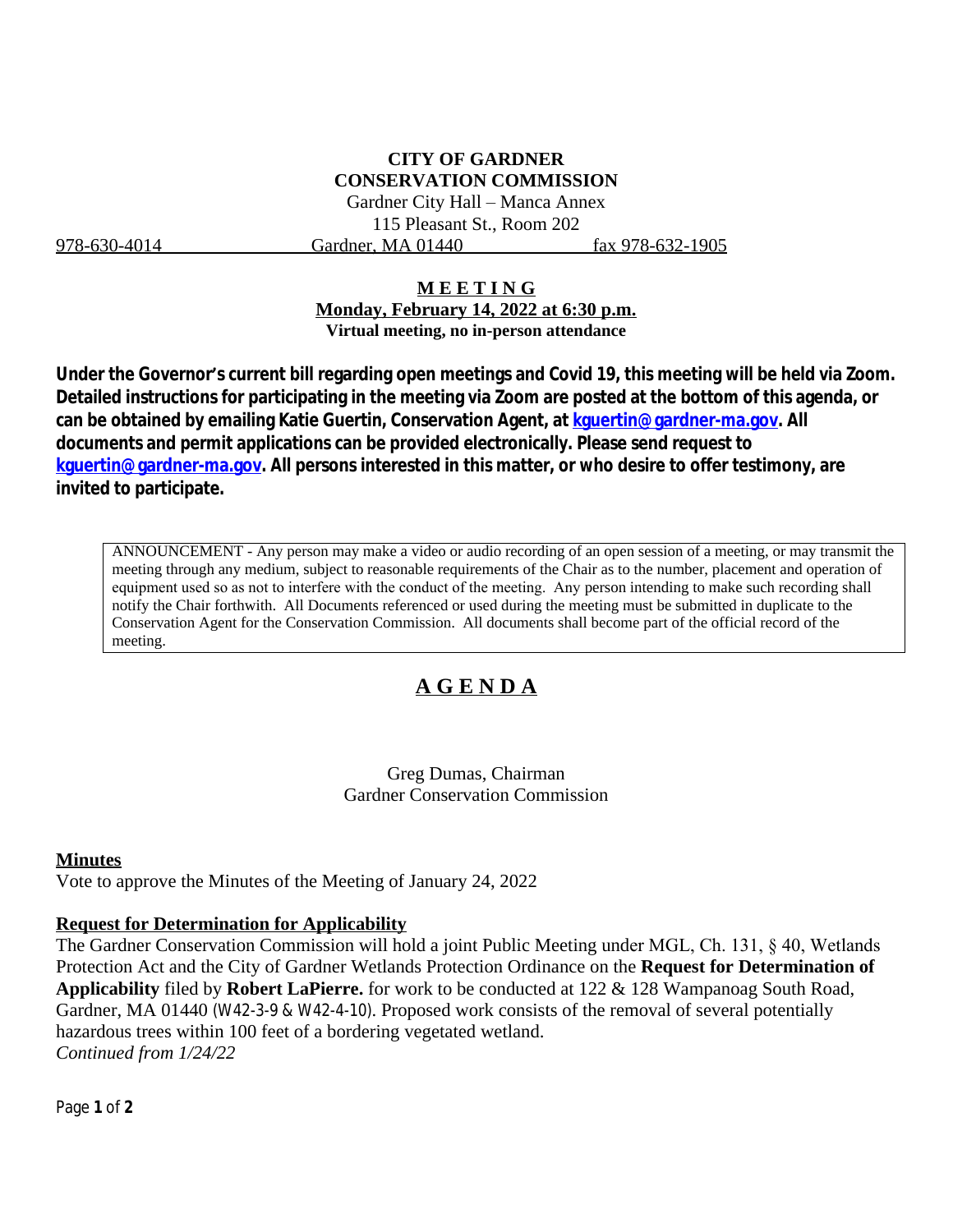**CITY OF GARDNER**
**CONSERVATION COMMISSION**

Gardner City Hall – Manca Annex
115 Pleasant St., Room 202
978-630-4014 Gardner, MA 01440 fax 978-632-1905

**M E E T I N G**
**Monday, February 14, 2022 at 6:30 p.m.**
**Virtual meeting, no in-person attendance**

**Under the Governor's current bill regarding open meetings and Covid 19, this meeting will be held via Zoom. Detailed instructions for participating in the meeting via Zoom are posted at the bottom of this agenda, or can be obtained by emailing Katie Guertin, Conservation Agent, at kguertin@gardner-ma.gov. All documents and permit applications can be provided electronically. Please send request to kguertin@gardner-ma.gov. All persons interested in this matter, or who desire to offer testimony, are invited to participate.**

ANNOUNCEMENT - Any person may make a video or audio recording of an open session of a meeting, or may transmit the meeting through any medium, subject to reasonable requirements of the Chair as to the number, placement and operation of equipment used so as not to interfere with the conduct of the meeting. Any person intending to make such recording shall notify the Chair forthwith. All Documents referenced or used during the meeting must be submitted in duplicate to the Conservation Agent for the Conservation Commission. All documents shall become part of the official record of the meeting.

# A G E N D A

Greg Dumas, Chairman
Gardner Conservation Commission

**Minutes**

Vote to approve the Minutes of the Meeting of January 24, 2022

**Request for Determination for Applicability**

The Gardner Conservation Commission will hold a joint Public Meeting under MGL, Ch. 131, § 40, Wetlands Protection Act and the City of Gardner Wetlands Protection Ordinance on the **Request for Determination of Applicability** filed by **Robert LaPierre.** for work to be conducted at 122 & 128 Wampanoag South Road, Gardner, MA 01440 (W42-3-9 & W42-4-10). Proposed work consists of the removal of several potentially hazardous trees within 100 feet of a bordering vegetated wetland.
*Continued from 1/24/22*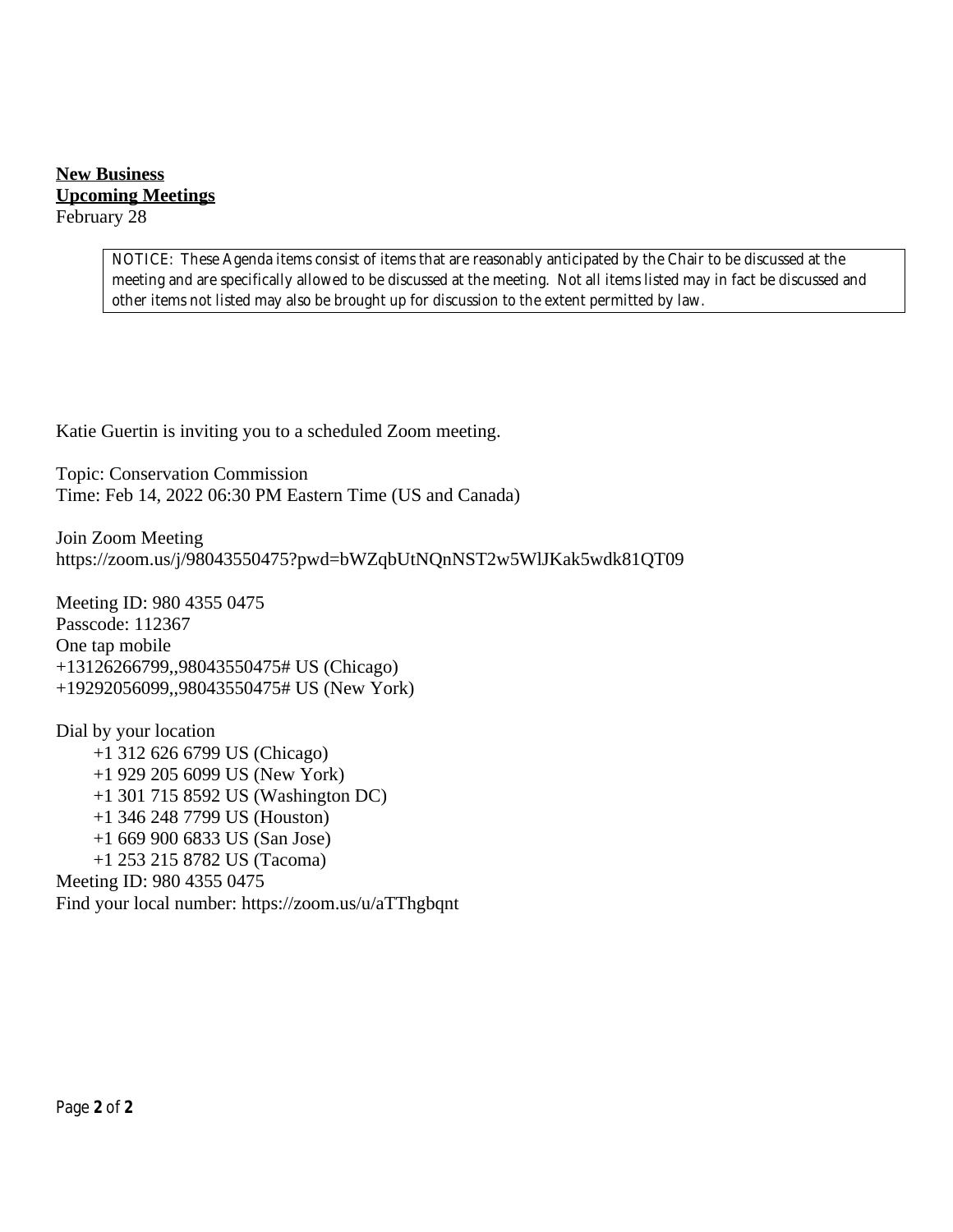**New Business**

**Upcoming Meetings**

February 28

> NOTICE: These Agenda items consist of items that are reasonably anticipated by the Chair to be discussed at the meeting and are specifically allowed to be discussed at the meeting. Not all items listed may in fact be discussed and other items not listed may also be brought up for discussion to the extent permitted by law.

Katie Guertin is inviting you to a scheduled Zoom meeting.

Topic: Conservation Commission
Time: Feb 14, 2022 06:30 PM Eastern Time (US and Canada)

Join Zoom Meeting
https://zoom.us/j/98043550475?pwd=bWZqbUtNQnNST2w5WlJKak5wdk81QT09

Meeting ID: 980 4355 0475
Passcode: 112367
One tap mobile
+13126266799,,98043550475# US (Chicago)
+19292056099,,98043550475# US (New York)

Dial by your location
- +1 312 626 6799 US (Chicago)
- +1 929 205 6099 US (New York)
- +1 301 715 8592 US (Washington DC)
- +1 346 248 7799 US (Houston)
- +1 669 900 6833 US (San Jose)
- +1 253 215 8782 US (Tacoma)

Meeting ID: 980 4355 0475
Find your local number: https://zoom.us/u/aTThgbqnt